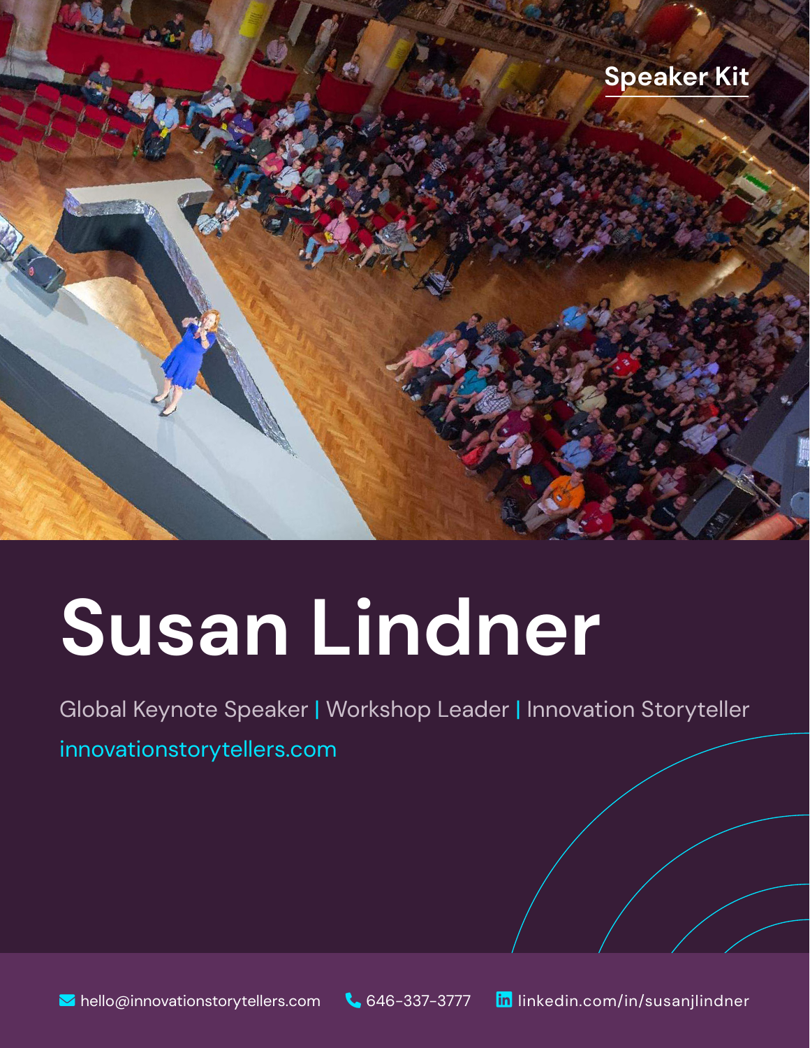Speaker Kit

# Susan Lindner

Global Keynote Speaker | Workshop Leader | Innovation Storyteller

innovationstorytellers.com

hello@innovationstorytellers.com   646-337-3777   linkedin.com/in/susanjlindner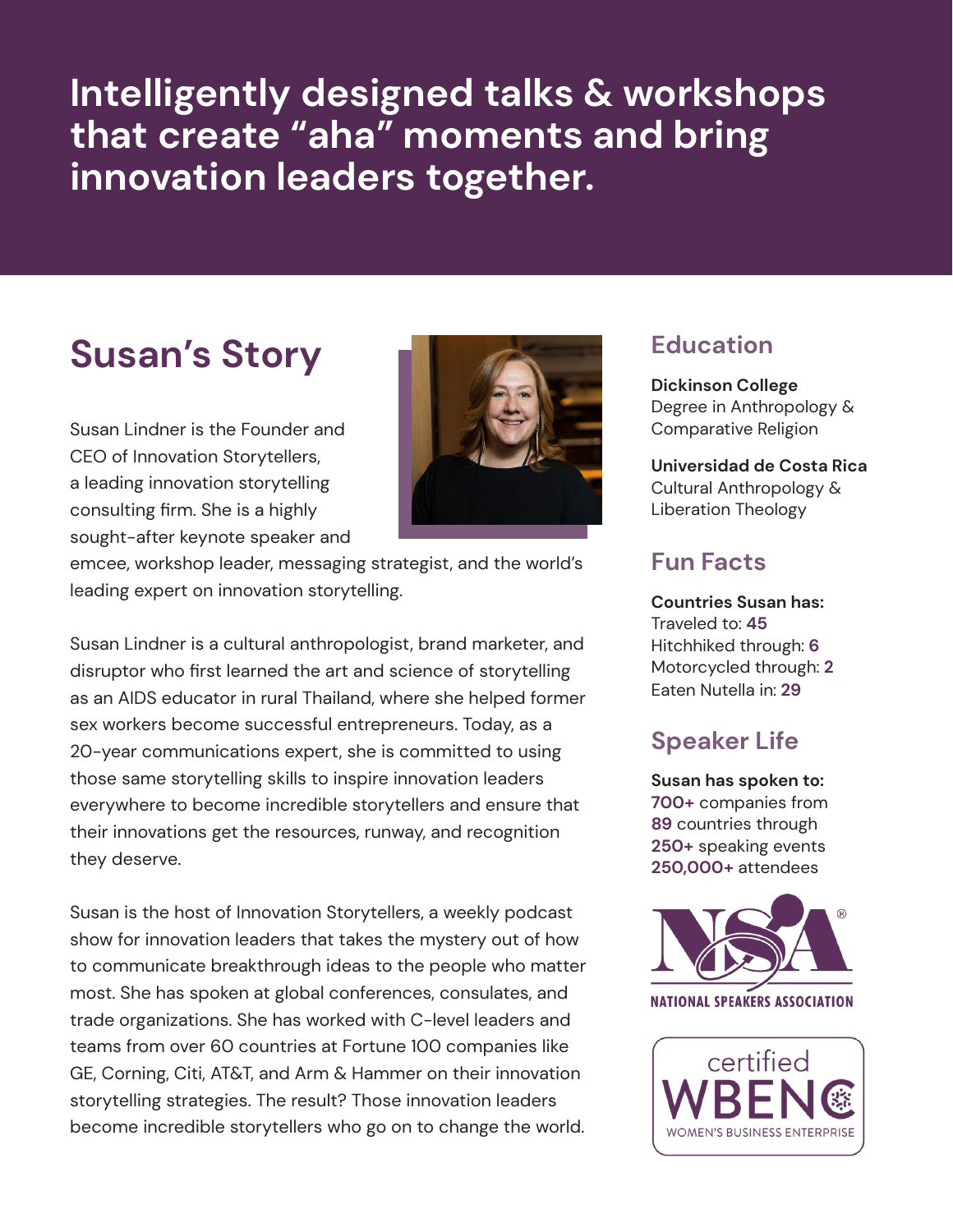# Intelligently designed talks & workshops that create "aha" moments and bring innovation leaders together.

## Susan's Story

Susan Lindner is the Founder and CEO of Innovation Storytellers, a leading innovation storytelling consulting firm. She is a highly sought-after keynote speaker and emcee, workshop leader, messaging strategist, and the world's leading expert on innovation storytelling.

Susan Lindner is a cultural anthropologist, brand marketer, and disruptor who first learned the art and science of storytelling as an AIDS educator in rural Thailand, where she helped former sex workers become successful entrepreneurs. Today, as a 20-year communications expert, she is committed to using those same storytelling skills to inspire innovation leaders everywhere to become incredible storytellers and ensure that their innovations get the resources, runway, and recognition they deserve.

Susan is the host of Innovation Storytellers, a weekly podcast show for innovation leaders that takes the mystery out of how to communicate breakthrough ideas to the people who matter most. She has spoken at global conferences, consulates, and trade organizations. She has worked with C-level leaders and teams from over 60 countries at Fortune 100 companies like GE, Corning, Citi, AT&T, and Arm & Hammer on their innovation storytelling strategies. The result? Those innovation leaders become incredible storytellers who go on to change the world.

## Education

**Dickinson College**
Degree in Anthropology & Comparative Religion

**Universidad de Costa Rica**
Cultural Anthropology & Liberation Theology

## Fun Facts

**Countries Susan has:**
Traveled to: **45**
Hitchhiked through: **6**
Motorcycled through: **2**
Eaten Nutella in: **29**

## Speaker Life

**Susan has spoken to:**
**700+** companies from
**89** countries through
**250+** speaking events
**250,000+** attendees

NATIONAL SPEAKERS ASSOCIATION

certified WBENC WOMEN'S BUSINESS ENTERPRISE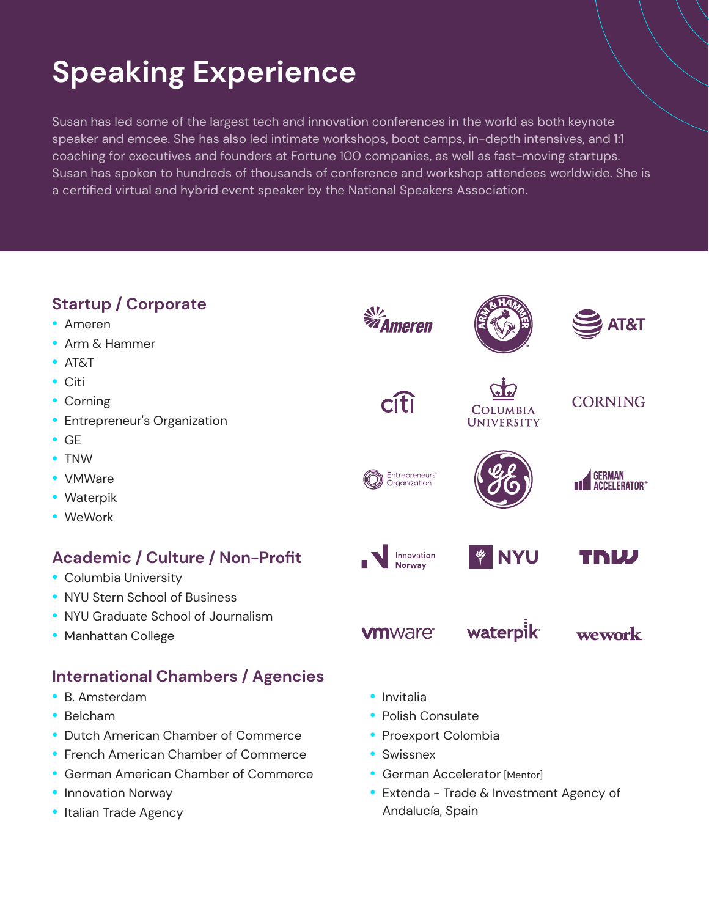# Speaking Experience

Susan has led some of the largest tech and innovation conferences in the world as both keynote speaker and emcee. She has also led intimate workshops, boot camps, in-depth intensives, and 1:1 coaching for executives and founders at Fortune 100 companies, as well as fast-moving startups. Susan has spoken to hundreds of thousands of conference and workshop attendees worldwide. She is a certified virtual and hybrid event speaker by the National Speakers Association.

## Startup / Corporate

- Ameren
- Arm & Hammer
- AT&T
- Citi
- Corning
- Entrepreneur's Organization
- GE
- TNW
- VMWare
- Waterpik
- WeWork

## Academic / Culture / Non-Profit

- Columbia University
- NYU Stern School of Business
- NYU Graduate School of Journalism
- Manhattan College

## International Chambers / Agencies

- B. Amsterdam
- Belcham
- Dutch American Chamber of Commerce
- French American Chamber of Commerce
- German American Chamber of Commerce
- Innovation Norway
- Italian Trade Agency
- Invitalia
- Polish Consulate
- Proexport Colombia
- Swissnex
- German Accelerator [Mentor]
- Extenda - Trade & Investment Agency of Andalucía, Spain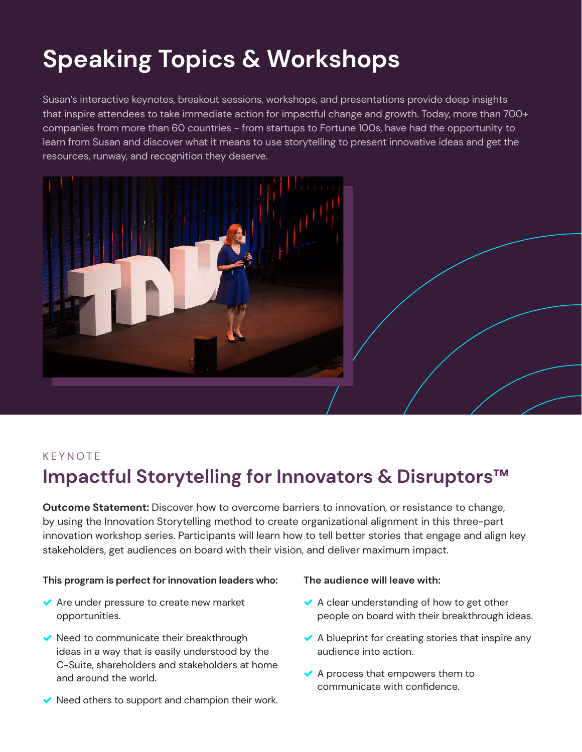# Speaking Topics & Workshops

Susan's interactive keynotes, breakout sessions, workshops, and presentations provide deep insights that inspire attendees to take immediate action for impactful change and growth. Today, more than 700+ companies from more than 60 countries - from startups to Fortune 100s, have had the opportunity to learn from Susan and discover what it means to use storytelling to present innovative ideas and get the resources, runway, and recognition they deserve.

KEYNOTE

## Impactful Storytelling for Innovators & Disruptors™

**Outcome Statement:** Discover how to overcome barriers to innovation, or resistance to change, by using the Innovation Storytelling method to create organizational alignment in this three-part innovation workshop series. Participants will learn how to tell better stories that engage and align key stakeholders, get audiences on board with their vision, and deliver maximum impact.

**This program is perfect for innovation leaders who:**

- Are under pressure to create new market opportunities.
- Need to communicate their breakthrough ideas in a way that is easily understood by the C-Suite, shareholders and stakeholders at home and around the world.
- Need others to support and champion their work.

**The audience will leave with:**

- A clear understanding of how to get other people on board with their breakthrough ideas.
- A blueprint for creating stories that inspire any audience into action.
- A process that empowers them to communicate with confidence.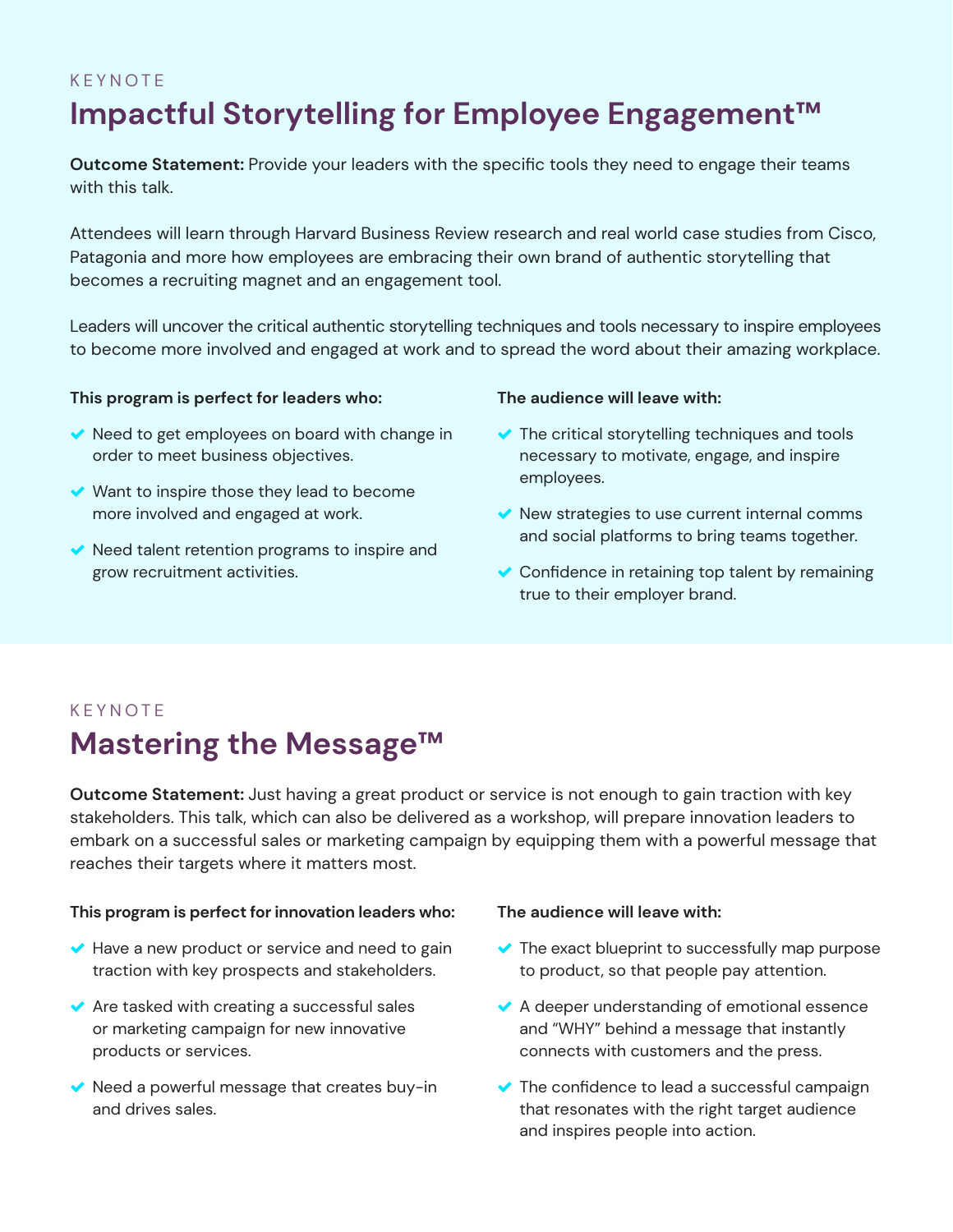KEYNOTE

# Impactful Storytelling for Employee Engagement™

**Outcome Statement:** Provide your leaders with the specific tools they need to engage their teams with this talk.

Attendees will learn through Harvard Business Review research and real world case studies from Cisco, Patagonia and more how employees are embracing their own brand of authentic storytelling that becomes a recruiting magnet and an engagement tool.

Leaders will uncover the critical authentic storytelling techniques and tools necessary to inspire employees to become more involved and engaged at work and to spread the word about their amazing workplace.

**This program is perfect for leaders who:**

- Need to get employees on board with change in order to meet business objectives.
- Want to inspire those they lead to become more involved and engaged at work.
- Need talent retention programs to inspire and grow recruitment activities.

**The audience will leave with:**

- The critical storytelling techniques and tools necessary to motivate, engage, and inspire employees.
- New strategies to use current internal comms and social platforms to bring teams together.
- Confidence in retaining top talent by remaining true to their employer brand.

KEYNOTE

# Mastering the Message™

**Outcome Statement:** Just having a great product or service is not enough to gain traction with key stakeholders. This talk, which can also be delivered as a workshop, will prepare innovation leaders to embark on a successful sales or marketing campaign by equipping them with a powerful message that reaches their targets where it matters most.

**This program is perfect for innovation leaders who:**

- Have a new product or service and need to gain traction with key prospects and stakeholders.
- Are tasked with creating a successful sales or marketing campaign for new innovative products or services.
- Need a powerful message that creates buy-in and drives sales.

**The audience will leave with:**

- The exact blueprint to successfully map purpose to product, so that people pay attention.
- A deeper understanding of emotional essence and "WHY" behind a message that instantly connects with customers and the press.
- The confidence to lead a successful campaign that resonates with the right target audience and inspires people into action.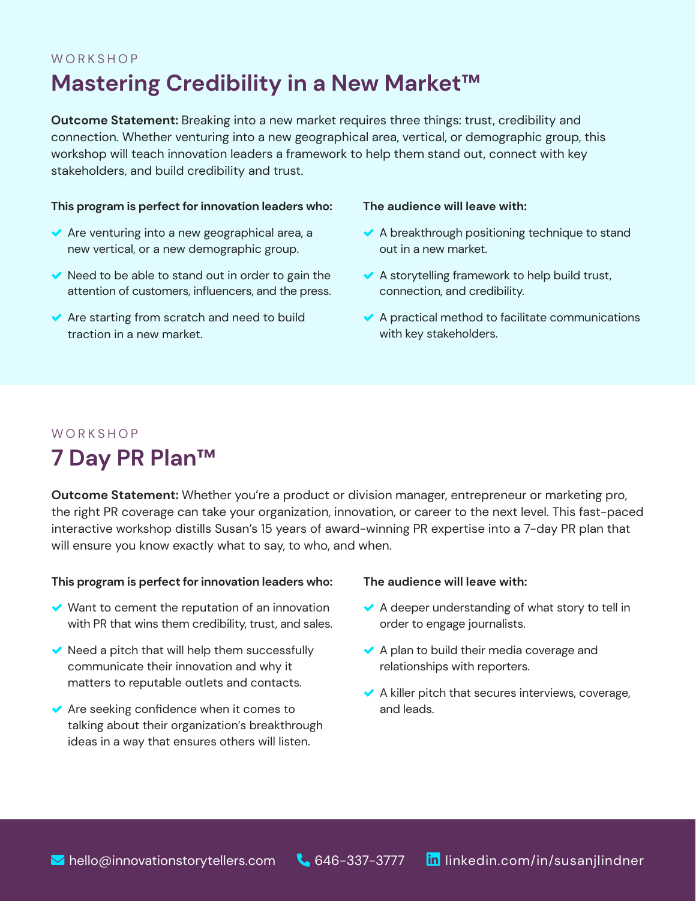WORKSHOP

## Mastering Credibility in a New Market™

**Outcome Statement:** Breaking into a new market requires three things: trust, credibility and connection. Whether venturing into a new geographical area, vertical, or demographic group, this workshop will teach innovation leaders a framework to help them stand out, connect with key stakeholders, and build credibility and trust.

**This program is perfect for innovation leaders who:**

- Are venturing into a new geographical area, a new vertical, or a new demographic group.
- Need to be able to stand out in order to gain the attention of customers, influencers, and the press.
- Are starting from scratch and need to build traction in a new market.

**The audience will leave with:**

- A breakthrough positioning technique to stand out in a new market.
- A storytelling framework to help build trust, connection, and credibility.
- A practical method to facilitate communications with key stakeholders.

WORKSHOP

## 7 Day PR Plan™

**Outcome Statement:** Whether you're a product or division manager, entrepreneur or marketing pro, the right PR coverage can take your organization, innovation, or career to the next level. This fast-paced interactive workshop distills Susan's 15 years of award-winning PR expertise into a 7-day PR plan that will ensure you know exactly what to say, to who, and when.

**This program is perfect for innovation leaders who:**

- Want to cement the reputation of an innovation with PR that wins them credibility, trust, and sales.
- Need a pitch that will help them successfully communicate their innovation and why it matters to reputable outlets and contacts.
- Are seeking confidence when it comes to talking about their organization's breakthrough ideas in a way that ensures others will listen.

**The audience will leave with:**

- A deeper understanding of what story to tell in order to engage journalists.
- A plan to build their media coverage and relationships with reporters.
- A killer pitch that secures interviews, coverage, and leads.

hello@innovationstorytellers.com 646-337-3777 linkedin.com/in/susanjlindner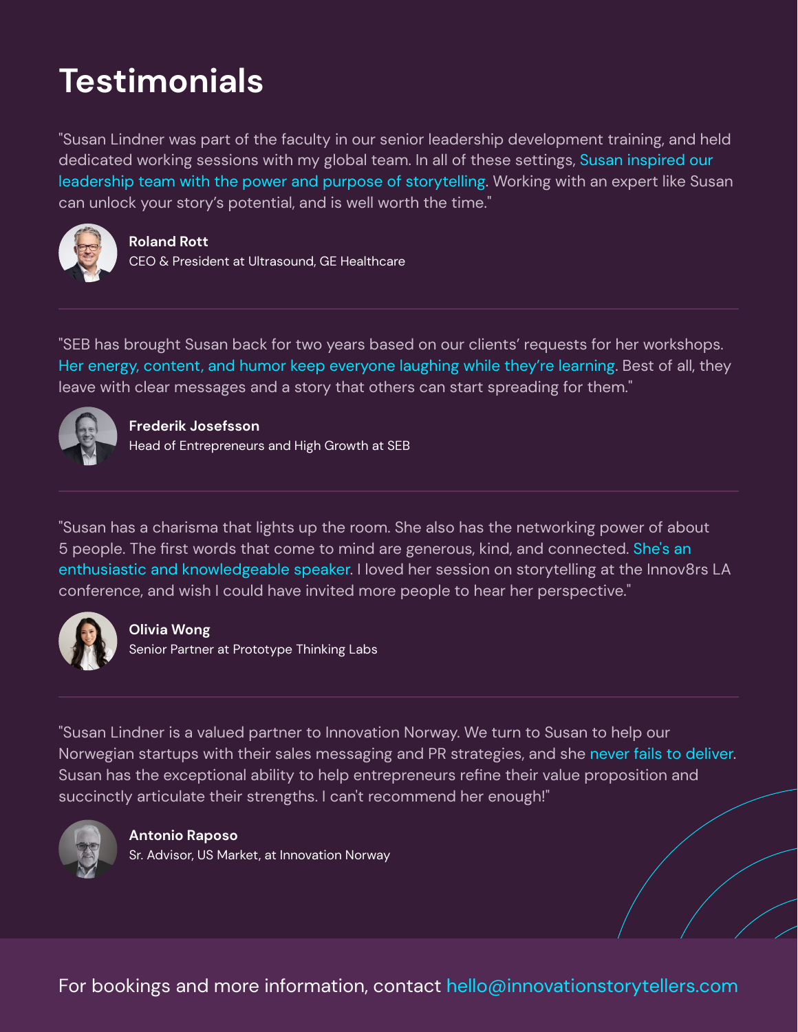# Testimonials

"Susan Lindner was part of the faculty in our senior leadership development training, and held dedicated working sessions with my global team. In all of these settings, Susan inspired our leadership team with the power and purpose of storytelling. Working with an expert like Susan can unlock your story's potential, and is well worth the time."

**Roland Rott**
CEO & President at Ultrasound, GE Healthcare

---

"SEB has brought Susan back for two years based on our clients' requests for her workshops. Her energy, content, and humor keep everyone laughing while they're learning. Best of all, they leave with clear messages and a story that others can start spreading for them."

**Frederik Josefsson**
Head of Entrepreneurs and High Growth at SEB

---

"Susan has a charisma that lights up the room. She also has the networking power of about 5 people. The first words that come to mind are generous, kind, and connected. She's an enthusiastic and knowledgeable speaker. I loved her session on storytelling at the Innov8rs LA conference, and wish I could have invited more people to hear her perspective."

**Olivia Wong**
Senior Partner at Prototype Thinking Labs

---

"Susan Lindner is a valued partner to Innovation Norway. We turn to Susan to help our Norwegian startups with their sales messaging and PR strategies, and she never fails to deliver. Susan has the exceptional ability to help entrepreneurs refine their value proposition and succinctly articulate their strengths. I can't recommend her enough!"

**Antonio Raposo**
Sr. Advisor, US Market, at Innovation Norway

For bookings and more information, contact hello@innovationstorytellers.com